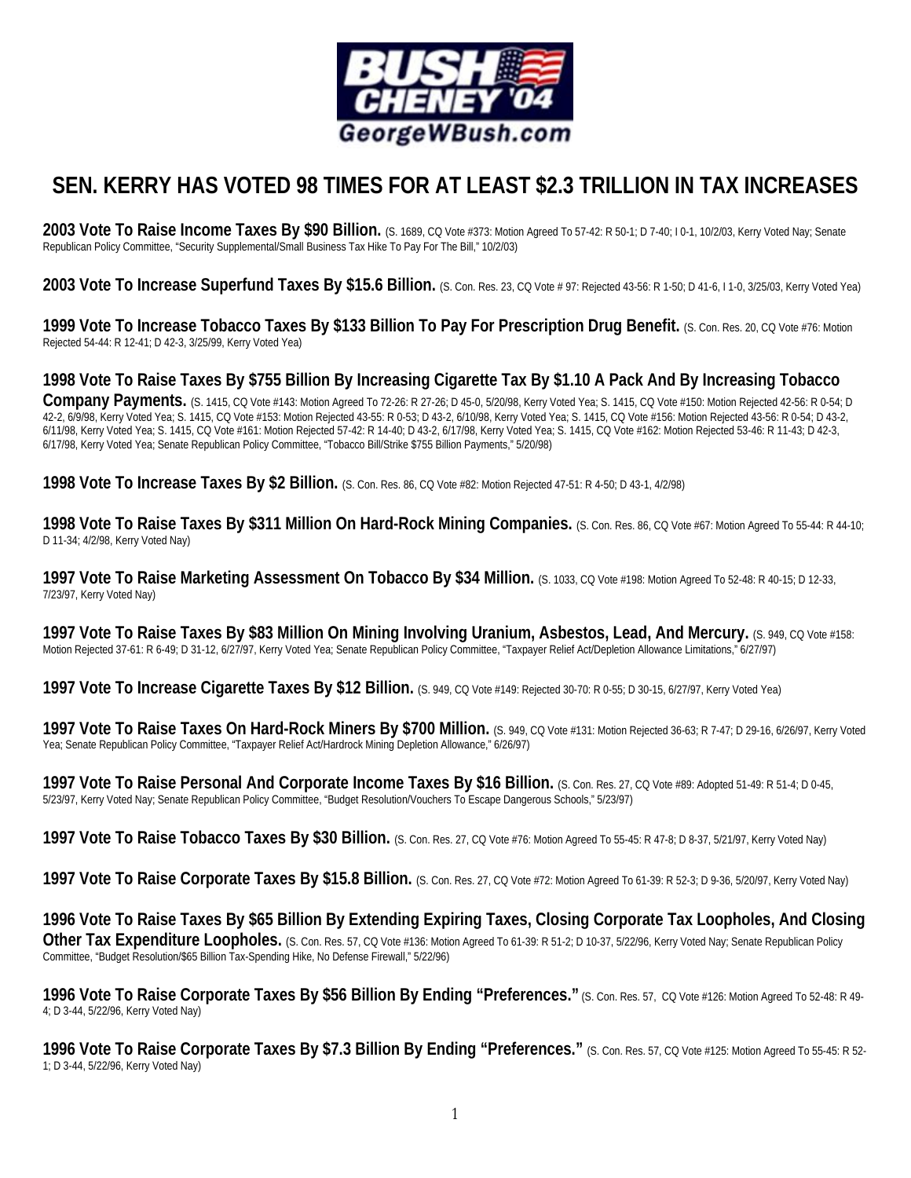BUSH CHENEY '04
GeorgeWBush.com

# SEN. KERRY HAS VOTED 98 TIMES FOR AT LEAST $2.3 TRILLION IN TAX INCREASES

**2003 Vote To Raise Income Taxes By $90 Billion.** (S. 1689, CQ Vote #373: Motion Agreed To 57-42: R 50-1; D 7-40; I 0-1, 10/2/03, Kerry Voted Nay; Senate Republican Policy Committee, "Security Supplemental/Small Business Tax Hike To Pay For The Bill," 10/2/03)

**2003 Vote To Increase Superfund Taxes By $15.6 Billion.** (S. Con. Res. 23, CQ Vote # 97: Rejected 43-56: R 1-50; D 41-6, I 1-0, 3/25/03, Kerry Voted Yea)

**1999 Vote To Increase Tobacco Taxes By $133 Billion To Pay For Prescription Drug Benefit.** (S. Con. Res. 20, CQ Vote #76: Motion Rejected 54-44: R 12-41; D 42-3, 3/25/99, Kerry Voted Yea)

**1998 Vote To Raise Taxes By $755 Billion By Increasing Cigarette Tax By $1.10 A Pack And By Increasing Tobacco Company Payments.** (S. 1415, CQ Vote #143: Motion Agreed To 72-26: R 27-26; D 45-0, 5/20/98, Kerry Voted Yea; S. 1415, CQ Vote #150: Motion Rejected 42-56: R 0-54; D 42-2, 6/9/98, Kerry Voted Yea; S. 1415, CQ Vote #153: Motion Rejected 43-55: R 0-53; D 43-2, 6/10/98, Kerry Voted Yea; S. 1415, CQ Vote #156: Motion Rejected 43-56: R 0-54; D 43-2, 6/11/98, Kerry Voted Yea; S. 1415, CQ Vote #161: Motion Rejected 57-42: R 14-40; D 43-2, 6/17/98, Kerry Voted Yea; S. 1415, CQ Vote #162: Motion Rejected 53-46: R 11-43; D 42-3, 6/17/98, Kerry Voted Yea; Senate Republican Policy Committee, "Tobacco Bill/Strike $755 Billion Payments," 5/20/98)

**1998 Vote To Increase Taxes By $2 Billion.** (S. Con. Res. 86, CQ Vote #82: Motion Rejected 47-51: R 4-50; D 43-1, 4/2/98)

**1998 Vote To Raise Taxes By $311 Million On Hard-Rock Mining Companies.** (S. Con. Res. 86, CQ Vote #67: Motion Agreed To 55-44: R 44-10; D 11-34; 4/2/98, Kerry Voted Nay)

**1997 Vote To Raise Marketing Assessment On Tobacco By $34 Million.** (S. 1033, CQ Vote #198: Motion Agreed To 52-48: R 40-15; D 12-33, 7/23/97, Kerry Voted Nay)

**1997 Vote To Raise Taxes By $83 Million On Mining Involving Uranium, Asbestos, Lead, And Mercury.** (S. 949, CQ Vote #158: Motion Rejected 37-61: R 6-49; D 31-12, 6/27/97, Kerry Voted Yea; Senate Republican Policy Committee, "Taxpayer Relief Act/Depletion Allowance Limitations," 6/27/97)

**1997 Vote To Increase Cigarette Taxes By $12 Billion.** (S. 949, CQ Vote #149: Rejected 30-70: R 0-55; D 30-15, 6/27/97, Kerry Voted Yea)

**1997 Vote To Raise Taxes On Hard-Rock Miners By $700 Million.** (S. 949, CQ Vote #131: Motion Rejected 36-63; R 7-47; D 29-16, 6/26/97, Kerry Voted Yea; Senate Republican Policy Committee, "Taxpayer Relief Act/Hardrock Mining Depletion Allowance," 6/26/97)

**1997 Vote To Raise Personal And Corporate Income Taxes By $16 Billion.** (S. Con. Res. 27, CQ Vote #89: Adopted 51-49: R 51-4; D 0-45, 5/23/97, Kerry Voted Nay; Senate Republican Policy Committee, "Budget Resolution/Vouchers To Escape Dangerous Schools," 5/23/97)

**1997 Vote To Raise Tobacco Taxes By $30 Billion.** (S. Con. Res. 27, CQ Vote #76: Motion Agreed To 55-45: R 47-8; D 8-37, 5/21/97, Kerry Voted Nay)

**1997 Vote To Raise Corporate Taxes By $15.8 Billion.** (S. Con. Res. 27, CQ Vote #72: Motion Agreed To 61-39: R 52-3; D 9-36, 5/20/97, Kerry Voted Nay)

**1996 Vote To Raise Taxes By $65 Billion By Extending Expiring Taxes, Closing Corporate Tax Loopholes, And Closing Other Tax Expenditure Loopholes.** (S. Con. Res. 57, CQ Vote #136: Motion Agreed To 61-39: R 51-2; D 10-37, 5/22/96, Kerry Voted Nay; Senate Republican Policy Committee, "Budget Resolution/$65 Billion Tax-Spending Hike, No Defense Firewall," 5/22/96)

**1996 Vote To Raise Corporate Taxes By $56 Billion By Ending "Preferences."** (S. Con. Res. 57, CQ Vote #126: Motion Agreed To 52-48: R 49-4; D 3-44, 5/22/96, Kerry Voted Nay)

**1996 Vote To Raise Corporate Taxes By $7.3 Billion By Ending "Preferences."** (S. Con. Res. 57, CQ Vote #125: Motion Agreed To 55-45: R 52-1; D 3-44, 5/22/96, Kerry Voted Nay)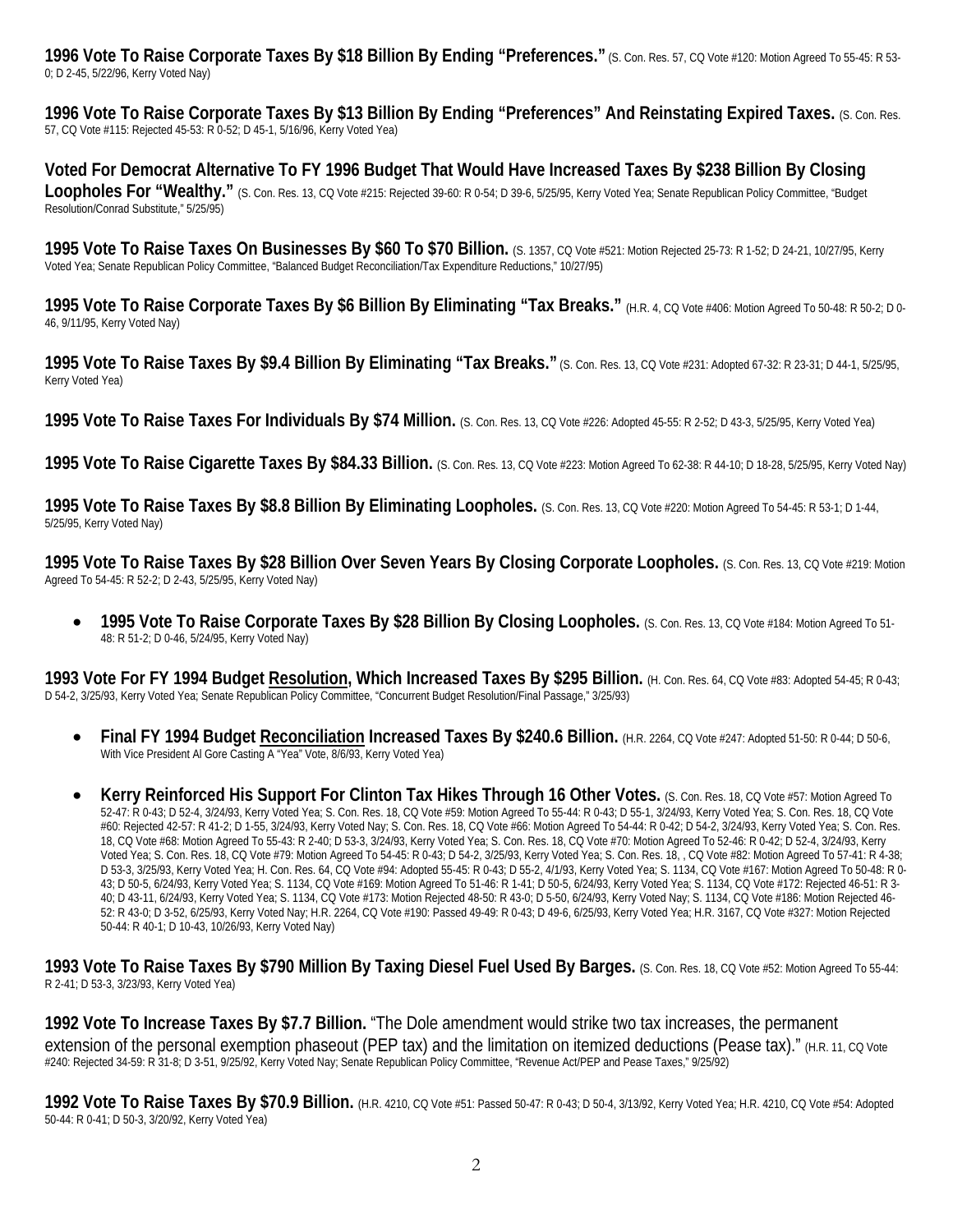**1996 Vote To Raise Corporate Taxes By $18 Billion By Ending "Preferences."** (S. Con. Res. 57, CQ Vote #120: Motion Agreed To 55-45: R 53-0; D 2-45, 5/22/96, Kerry Voted Nay)

**1996 Vote To Raise Corporate Taxes By $13 Billion By Ending "Preferences" And Reinstating Expired Taxes.** (S. Con. Res. 57, CQ Vote #115: Rejected 45-53: R 0-52; D 45-1, 5/16/96, Kerry Voted Yea)

**Voted For Democrat Alternative To FY 1996 Budget That Would Have Increased Taxes By $238 Billion By Closing Loopholes For "Wealthy."** (S. Con. Res. 13, CQ Vote #215: Rejected 39-60: R 0-54; D 39-6, 5/25/95, Kerry Voted Yea; Senate Republican Policy Committee, "Budget Resolution/Conrad Substitute," 5/25/95)

**1995 Vote To Raise Taxes On Businesses By $60 To $70 Billion.** (S. 1357, CQ Vote #521: Motion Rejected 25-73: R 1-52; D 24-21, 10/27/95, Kerry Voted Yea; Senate Republican Policy Committee, "Balanced Budget Reconciliation/Tax Expenditure Reductions," 10/27/95)

**1995 Vote To Raise Corporate Taxes By $6 Billion By Eliminating "Tax Breaks."** (H.R. 4, CQ Vote #406: Motion Agreed To 50-48: R 50-2; D 0-46, 9/11/95, Kerry Voted Nay)

**1995 Vote To Raise Taxes By $9.4 Billion By Eliminating "Tax Breaks."** (S. Con. Res. 13, CQ Vote #231: Adopted 67-32: R 23-31; D 44-1, 5/25/95, Kerry Voted Yea)

**1995 Vote To Raise Taxes For Individuals By $74 Million.** (S. Con. Res. 13, CQ Vote #226: Adopted 45-55: R 2-52; D 43-3, 5/25/95, Kerry Voted Yea)

**1995 Vote To Raise Cigarette Taxes By $84.33 Billion.** (S. Con. Res. 13, CQ Vote #223: Motion Agreed To 62-38: R 44-10; D 18-28, 5/25/95, Kerry Voted Nay)

**1995 Vote To Raise Taxes By $8.8 Billion By Eliminating Loopholes.** (S. Con. Res. 13, CQ Vote #220: Motion Agreed To 54-45: R 53-1; D 1-44, 5/25/95, Kerry Voted Nay)

**1995 Vote To Raise Taxes By $28 Billion Over Seven Years By Closing Corporate Loopholes.** (S. Con. Res. 13, CQ Vote #219: Motion Agreed To 54-45: R 52-2; D 2-43, 5/25/95, Kerry Voted Nay)

- **1995 Vote To Raise Corporate Taxes By $28 Billion By Closing Loopholes.** (S. Con. Res. 13, CQ Vote #184: Motion Agreed To 51-48: R 51-2; D 0-46, 5/24/95, Kerry Voted Nay)

**1993 Vote For FY 1994 Budget <u>Resolution</u>, Which Increased Taxes By $295 Billion.** (H. Con. Res. 64, CQ Vote #83: Adopted 54-45; R 0-43; D 54-2, 3/25/93, Kerry Voted Yea; Senate Republican Policy Committee, "Concurrent Budget Resolution/Final Passage," 3/25/93)

- **Final FY 1994 Budget <u>Reconciliation</u> Increased Taxes By $240.6 Billion.** (H.R. 2264, CQ Vote #247: Adopted 51-50: R 0-44; D 50-6, With Vice President Al Gore Casting A "Yea" Vote, 8/6/93, Kerry Voted Yea)

- **Kerry Reinforced His Support For Clinton Tax Hikes Through 16 Other Votes.** (S. Con. Res. 18, CQ Vote #57: Motion Agreed To 52-47: R 0-43; D 52-4, 3/24/93, Kerry Voted Yea; S. Con. Res. 18, CQ Vote #59: Motion Agreed To 55-44: R 0-43; D 55-1, 3/24/93, Kerry Voted Yea; S. Con. Res. 18, CQ Vote #60: Rejected 42-57: R 41-2; D 1-55, 3/24/93, Kerry Voted Nay; S. Con. Res. 18, CQ Vote #66: Motion Agreed To 54-44: R 0-42; D 54-2, 3/24/93, Kerry Voted Yea; S. Con. Res. 18, CQ Vote #68: Motion Agreed To 55-43: R 2-40; D 53-3, 3/24/93, Kerry Voted Yea; S. Con. Res. 18, CQ Vote #70: Motion Agreed To 52-46: R 0-42; D 52-4, 3/24/93, Kerry Voted Yea; S. Con. Res. 18, CQ Vote #79: Motion Agreed To 54-45: R 0-43; D 54-2, 3/25/93, Kerry Voted Yea; S. Con. Res. 18, , CQ Vote #82: Motion Agreed To 57-41: R 4-38; D 53-3, 3/25/93, Kerry Voted Yea; H. Con. Res. 64, CQ Vote #94: Adopted 55-45: R 0-43; D 55-2, 4/1/93, Kerry Voted Yea; S. 1134, CQ Vote #167: Motion Agreed To 50-48: R 0-43; D 50-5, 6/24/93, Kerry Voted Yea; S. 1134, CQ Vote #169: Motion Agreed To 51-46: R 1-41; D 50-5, 6/24/93, Kerry Voted Yea; S. 1134, CQ Vote #172: Rejected 46-51: R 3-40; D 43-11, 6/24/93, Kerry Voted Yea; S. 1134, CQ Vote #173: Motion Rejected 48-50: R 43-0; D 5-50, 6/24/93, Kerry Voted Nay; S. 1134, CQ Vote #186: Motion Rejected 46-52: R 43-0; D 3-52, 6/25/93, Kerry Voted Nay; H.R. 2264, CQ Vote #190: Passed 49-49: R 0-43; D 49-6, 6/25/93, Kerry Voted Yea; H.R. 3167, CQ Vote #327: Motion Rejected 50-44: R 40-1; D 10-43, 10/26/93, Kerry Voted Nay)

**1993 Vote To Raise Taxes By $790 Million By Taxing Diesel Fuel Used By Barges.** (S. Con. Res. 18, CQ Vote #52: Motion Agreed To 55-44: R 2-41; D 53-3, 3/23/93, Kerry Voted Yea)

**1992 Vote To Increase Taxes By $7.7 Billion.** "The Dole amendment would strike two tax increases, the permanent extension of the personal exemption phaseout (PEP tax) and the limitation on itemized deductions (Pease tax)." (H.R. 11, CQ Vote #240: Rejected 34-59: R 31-8; D 3-51, 9/25/92, Kerry Voted Nay; Senate Republican Policy Committee, "Revenue Act/PEP and Pease Taxes," 9/25/92)

**1992 Vote To Raise Taxes By $70.9 Billion.** (H.R. 4210, CQ Vote #51: Passed 50-47: R 0-43; D 50-4, 3/13/92, Kerry Voted Yea; H.R. 4210, CQ Vote #54: Adopted 50-44: R 0-41; D 50-3, 3/20/92, Kerry Voted Yea)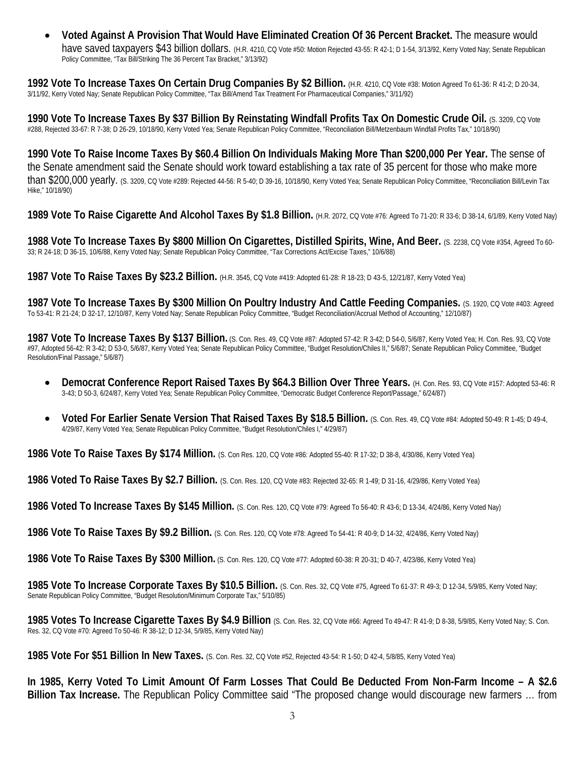- **Voted Against A Provision That Would Have Eliminated Creation Of 36 Percent Bracket.** The measure would have saved taxpayers $43 billion dollars. (H.R. 4210, CQ Vote #50: Motion Rejected 43-55: R 42-1; D 1-54, 3/13/92, Kerry Voted Nay; Senate Republican Policy Committee, "Tax Bill/Striking The 36 Percent Tax Bracket," 3/13/92)

**1992 Vote To Increase Taxes On Certain Drug Companies By $2 Billion.** (H.R. 4210, CQ Vote #38: Motion Agreed To 61-36: R 41-2; D 20-34, 3/11/92, Kerry Voted Nay; Senate Republican Policy Committee, "Tax Bill/Amend Tax Treatment For Pharmaceutical Companies," 3/11/92)

**1990 Vote To Increase Taxes By $37 Billion By Reinstating Windfall Profits Tax On Domestic Crude Oil.** (S. 3209, CQ Vote #288, Rejected 33-67: R 7-38; D 26-29, 10/18/90, Kerry Voted Yea; Senate Republican Policy Committee, "Reconciliation Bill/Metzenbaum Windfall Profits Tax," 10/18/90)

**1990 Vote To Raise Income Taxes By $60.4 Billion On Individuals Making More Than $200,000 Per Year.** The sense of the Senate amendment said the Senate should work toward establishing a tax rate of 35 percent for those who make more than $200,000 yearly. (S. 3209, CQ Vote #289: Rejected 44-56: R 5-40; D 39-16, 10/18/90, Kerry Voted Yea; Senate Republican Policy Committee, "Reconciliation Bill/Levin Tax Hike," 10/18/90)

**1989 Vote To Raise Cigarette And Alcohol Taxes By $1.8 Billion.** (H.R. 2072, CQ Vote #76: Agreed To 71-20: R 33-6; D 38-14, 6/1/89, Kerry Voted Nay)

**1988 Vote To Increase Taxes By $800 Million On Cigarettes, Distilled Spirits, Wine, And Beer.** (S. 2238, CQ Vote #354, Agreed To 60-33; R 24-18; D 36-15, 10/6/88, Kerry Voted Nay; Senate Republican Policy Committee, "Tax Corrections Act/Excise Taxes," 10/6/88)

**1987 Vote To Raise Taxes By $23.2 Billion.** (H.R. 3545, CQ Vote #419: Adopted 61-28: R 18-23; D 43-5, 12/21/87, Kerry Voted Yea)

**1987 Vote To Increase Taxes By $300 Million On Poultry Industry And Cattle Feeding Companies.** (S. 1920, CQ Vote #403: Agreed To 53-41: R 21-24; D 32-17, 12/10/87, Kerry Voted Nay; Senate Republican Policy Committee, "Budget Reconciliation/Accrual Method of Accounting," 12/10/87)

**1987 Vote To Increase Taxes By $137 Billion.** (S. Con. Res. 49, CQ Vote #87: Adopted 57-42: R 3-42; D 54-0, 5/6/87, Kerry Voted Yea; H. Con. Res. 93, CQ Vote #97, Adopted 56-42: R 3-42; D 53-0, 5/6/87, Kerry Voted Yea; Senate Republican Policy Committee, "Budget Resolution/Chiles II," 5/6/87; Senate Republican Policy Committee, "Budget Resolution/Final Passage," 5/6/87)

- **Democrat Conference Report Raised Taxes By $64.3 Billion Over Three Years.** (H. Con. Res. 93, CQ Vote #157: Adopted 53-46: R 3-43; D 50-3, 6/24/87, Kerry Voted Yea; Senate Republican Policy Committee, "Democratic Budget Conference Report/Passage," 6/24/87)
- **Voted For Earlier Senate Version That Raised Taxes By $18.5 Billion.** (S. Con. Res. 49, CQ Vote #84: Adopted 50-49: R 1-45; D 49-4, 4/29/87, Kerry Voted Yea; Senate Republican Policy Committee, "Budget Resolution/Chiles I," 4/29/87)

**1986 Vote To Raise Taxes By $174 Million.** (S. Con Res. 120, CQ Vote #86: Adopted 55-40: R 17-32; D 38-8, 4/30/86, Kerry Voted Yea)

**1986 Voted To Raise Taxes By $2.7 Billion.** (S. Con. Res. 120, CQ Vote #83: Rejected 32-65: R 1-49; D 31-16, 4/29/86, Kerry Voted Yea)

**1986 Voted To Increase Taxes By $145 Million.** (S. Con. Res. 120, CQ Vote #79: Agreed To 56-40: R 43-6; D 13-34, 4/24/86, Kerry Voted Nay)

**1986 Vote To Raise Taxes By $9.2 Billion.** (S. Con. Res. 120, CQ Vote #78: Agreed To 54-41: R 40-9; D 14-32, 4/24/86, Kerry Voted Nay)

**1986 Vote To Raise Taxes By $300 Million.** (S. Con. Res. 120, CQ Vote #77: Adopted 60-38: R 20-31; D 40-7, 4/23/86, Kerry Voted Yea)

**1985 Vote To Increase Corporate Taxes By $10.5 Billion.** (S. Con. Res. 32, CQ Vote #75, Agreed To 61-37: R 49-3; D 12-34, 5/9/85, Kerry Voted Nay; Senate Republican Policy Committee, "Budget Resolution/Minimum Corporate Tax," 5/10/85)

**1985 Votes To Increase Cigarette Taxes By $4.9 Billion** (S. Con. Res. 32, CQ Vote #66: Agreed To 49-47: R 41-9; D 8-38, 5/9/85, Kerry Voted Nay; S. Con. Res. 32, CQ Vote #70: Agreed To 50-46: R 38-12; D 12-34, 5/9/85, Kerry Voted Nay)

**1985 Vote For $51 Billion In New Taxes.** (S. Con. Res. 32, CQ Vote #52, Rejected 43-54: R 1-50; D 42-4, 5/8/85, Kerry Voted Yea)

**In 1985, Kerry Voted To Limit Amount Of Farm Losses That Could Be Deducted From Non-Farm Income – A $2.6 Billion Tax Increase.** The Republican Policy Committee said "The proposed change would discourage new farmers … from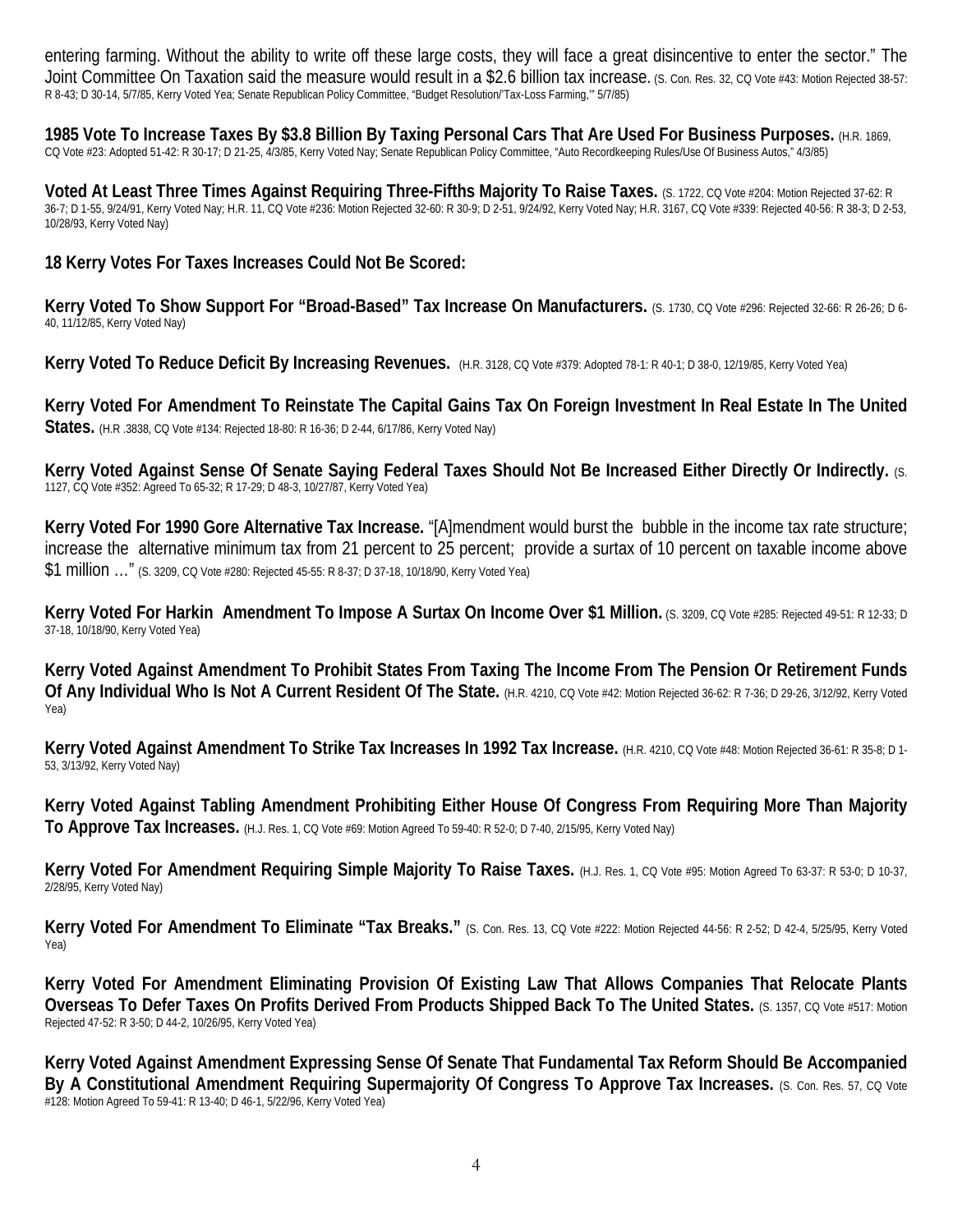entering farming. Without the ability to write off these large costs, they will face a great disincentive to enter the sector." The Joint Committee On Taxation said the measure would result in a $2.6 billion tax increase. (S. Con. Res. 32, CQ Vote #43: Motion Rejected 38-57: R 8-43; D 30-14, 5/7/85, Kerry Voted Yea; Senate Republican Policy Committee, "Budget Resolution/'Tax-Loss Farming,'" 5/7/85)

**1985 Vote To Increase Taxes By $3.8 Billion By Taxing Personal Cars That Are Used For Business Purposes.** (H.R. 1869, CQ Vote #23: Adopted 51-42: R 30-17; D 21-25, 4/3/85, Kerry Voted Nay; Senate Republican Policy Committee, "Auto Recordkeeping Rules/Use Of Business Autos," 4/3/85)

**Voted At Least Three Times Against Requiring Three-Fifths Majority To Raise Taxes.** (S. 1722, CQ Vote #204: Motion Rejected 37-62: R 36-7; D 1-55, 9/24/91, Kerry Voted Nay; H.R. 11, CQ Vote #236: Motion Rejected 32-60: R 30-9; D 2-51, 9/24/92, Kerry Voted Nay; H.R. 3167, CQ Vote #339: Rejected 40-56: R 38-3; D 2-53, 10/28/93, Kerry Voted Nay)

**18 Kerry Votes For Taxes Increases Could Not Be Scored:**

**Kerry Voted To Show Support For "Broad-Based" Tax Increase On Manufacturers.** (S. 1730, CQ Vote #296: Rejected 32-66: R 26-26; D 6-40, 11/12/85, Kerry Voted Nay)

**Kerry Voted To Reduce Deficit By Increasing Revenues.** (H.R. 3128, CQ Vote #379: Adopted 78-1: R 40-1; D 38-0, 12/19/85, Kerry Voted Yea)

**Kerry Voted For Amendment To Reinstate The Capital Gains Tax On Foreign Investment In Real Estate In The United States.** (H.R .3838, CQ Vote #134: Rejected 18-80: R 16-36; D 2-44, 6/17/86, Kerry Voted Nay)

**Kerry Voted Against Sense Of Senate Saying Federal Taxes Should Not Be Increased Either Directly Or Indirectly.** (S. 1127, CQ Vote #352: Agreed To 65-32; R 17-29; D 48-3, 10/27/87, Kerry Voted Yea)

**Kerry Voted For 1990 Gore Alternative Tax Increase.** "[A]mendment would burst the bubble in the income tax rate structure; increase the alternative minimum tax from 21 percent to 25 percent; provide a surtax of 10 percent on taxable income above $1 million …" (S. 3209, CQ Vote #280: Rejected 45-55: R 8-37; D 37-18, 10/18/90, Kerry Voted Yea)

**Kerry Voted For Harkin Amendment To Impose A Surtax On Income Over $1 Million.** (S. 3209, CQ Vote #285: Rejected 49-51: R 12-33; D 37-18, 10/18/90, Kerry Voted Yea)

**Kerry Voted Against Amendment To Prohibit States From Taxing The Income From The Pension Or Retirement Funds Of Any Individual Who Is Not A Current Resident Of The State.** (H.R. 4210, CQ Vote #42: Motion Rejected 36-62: R 7-36; D 29-26, 3/12/92, Kerry Voted Yea)

**Kerry Voted Against Amendment To Strike Tax Increases In 1992 Tax Increase.** (H.R. 4210, CQ Vote #48: Motion Rejected 36-61: R 35-8; D 1-53, 3/13/92, Kerry Voted Nay)

**Kerry Voted Against Tabling Amendment Prohibiting Either House Of Congress From Requiring More Than Majority To Approve Tax Increases.** (H.J. Res. 1, CQ Vote #69: Motion Agreed To 59-40: R 52-0; D 7-40, 2/15/95, Kerry Voted Nay)

**Kerry Voted For Amendment Requiring Simple Majority To Raise Taxes.** (H.J. Res. 1, CQ Vote #95: Motion Agreed To 63-37: R 53-0; D 10-37, 2/28/95, Kerry Voted Nay)

**Kerry Voted For Amendment To Eliminate "Tax Breaks."** (S. Con. Res. 13, CQ Vote #222: Motion Rejected 44-56: R 2-52; D 42-4, 5/25/95, Kerry Voted Yea)

**Kerry Voted For Amendment Eliminating Provision Of Existing Law That Allows Companies That Relocate Plants Overseas To Defer Taxes On Profits Derived From Products Shipped Back To The United States.** (S. 1357, CQ Vote #517: Motion Rejected 47-52: R 3-50; D 44-2, 10/26/95, Kerry Voted Yea)

**Kerry Voted Against Amendment Expressing Sense Of Senate That Fundamental Tax Reform Should Be Accompanied By A Constitutional Amendment Requiring Supermajority Of Congress To Approve Tax Increases.** (S. Con. Res. 57, CQ Vote #128: Motion Agreed To 59-41: R 13-40; D 46-1, 5/22/96, Kerry Voted Yea)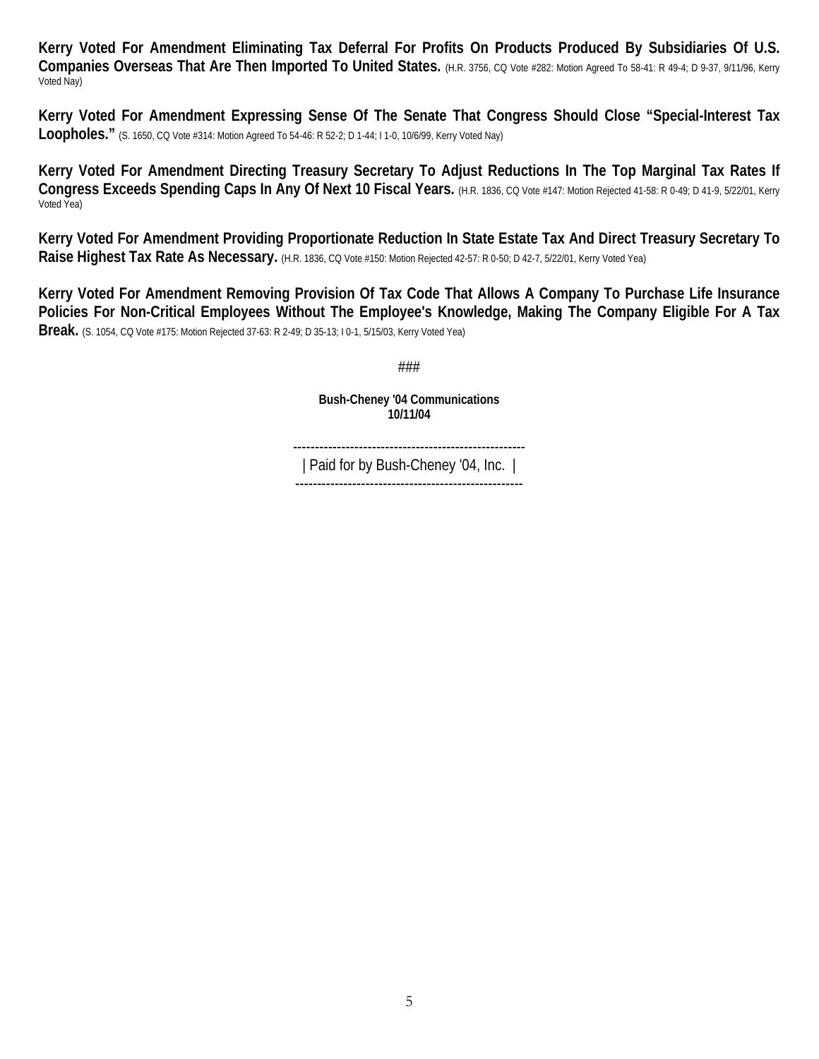**Kerry Voted For Amendment Eliminating Tax Deferral For Profits On Products Produced By Subsidiaries Of U.S. Companies Overseas That Are Then Imported To United States.** (H.R. 3756, CQ Vote #282: Motion Agreed To 58-41: R 49-4; D 9-37, 9/11/96, Kerry Voted Nay)

**Kerry Voted For Amendment Expressing Sense Of The Senate That Congress Should Close "Special-Interest Tax Loopholes."** (S. 1650, CQ Vote #314: Motion Agreed To 54-46: R 52-2; D 1-44; I 1-0, 10/6/99, Kerry Voted Nay)

**Kerry Voted For Amendment Directing Treasury Secretary To Adjust Reductions In The Top Marginal Tax Rates If Congress Exceeds Spending Caps In Any Of Next 10 Fiscal Years.** (H.R. 1836, CQ Vote #147: Motion Rejected 41-58: R 0-49; D 41-9, 5/22/01, Kerry Voted Yea)

**Kerry Voted For Amendment Providing Proportionate Reduction In State Estate Tax And Direct Treasury Secretary To Raise Highest Tax Rate As Necessary.** (H.R. 1836, CQ Vote #150: Motion Rejected 42-57: R 0-50; D 42-7, 5/22/01, Kerry Voted Yea)

**Kerry Voted For Amendment Removing Provision Of Tax Code That Allows A Company To Purchase Life Insurance Policies For Non-Critical Employees Without The Employee's Knowledge, Making The Company Eligible For A Tax Break.** (S. 1054, CQ Vote #175: Motion Rejected 37-63: R 2-49; D 35-13; I 0-1, 5/15/03, Kerry Voted Yea)

###

**Bush-Cheney '04 Communications**
**10/11/04**

-----------------------------------------------------
| Paid for by Bush-Cheney '04, Inc. |
-----------------------------------------------------